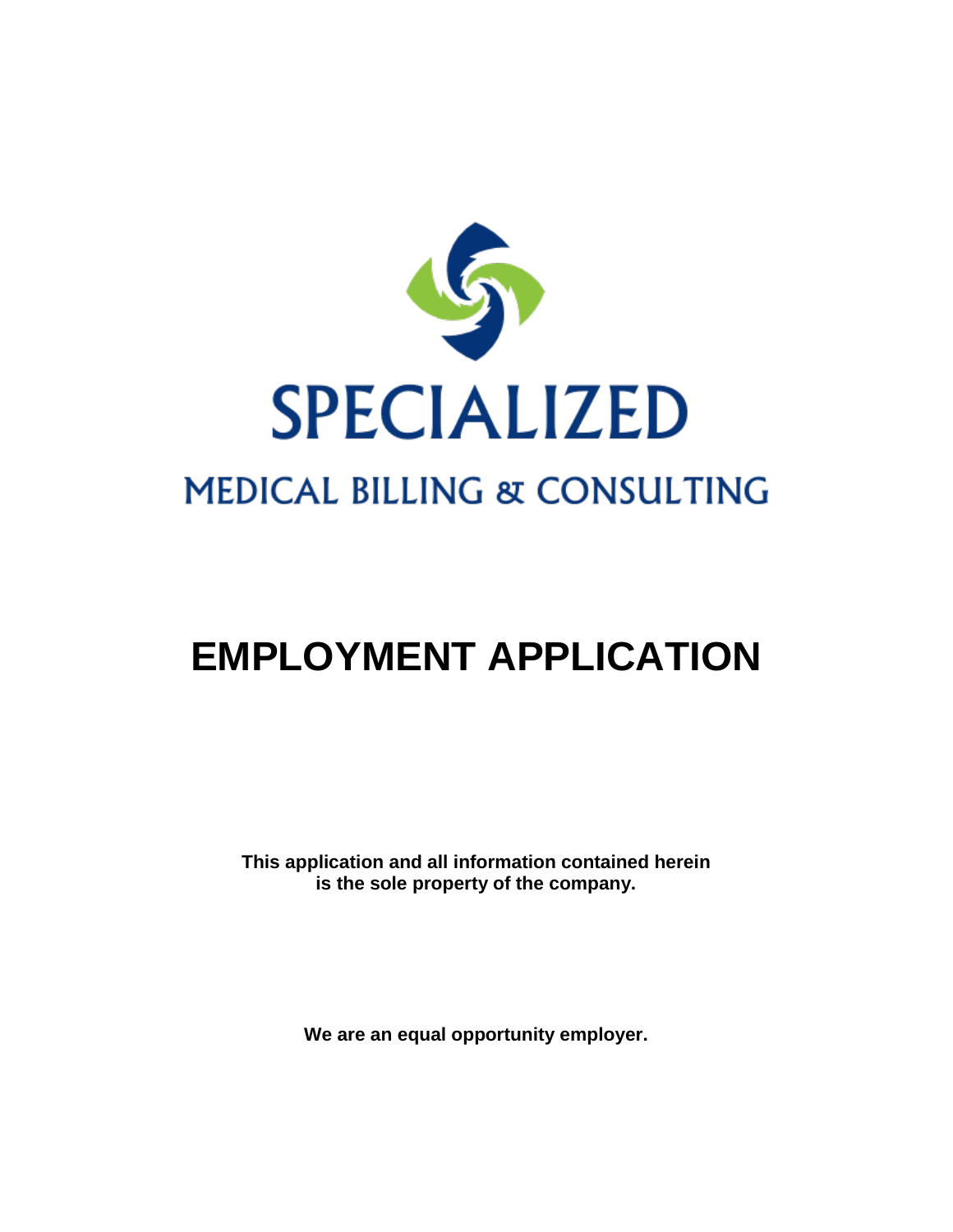SPECIALIZED

MEDICAL BILLING & CONSULTING

# EMPLOYMENT APPLICATION

**This application and all information contained herein is the sole property of the company.**

**We are an equal opportunity employer.**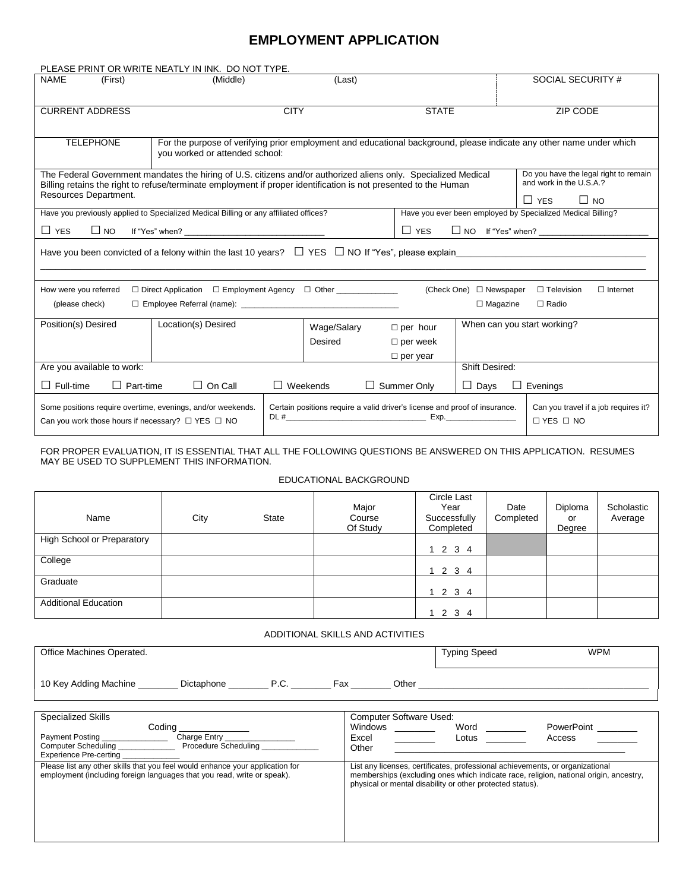# EMPLOYMENT APPLICATION

PLEASE PRINT OR WRITE NEATLY IN INK. DO NOT TYPE.

| NAME (First) | (Middle) | (Last) | SOCIAL SECURITY # |
|---|---|---|---|
| | | | |

| CURRENT ADDRESS | CITY | STATE | ZIP CODE |
|---|---|---|---|
| | | | |

| TELEPHONE | For the purpose of verifying prior employment and educational background, please indicate any other name under which you worked or attended school: |
|---|---|
| | |

The Federal Government mandates the hiring of U.S. citizens and/or authorized aliens only. Specialized Medical Billing retains the right to refuse/terminate employment if proper identification is not presented to the Human Resources Department.

Do you have the legal right to remain and work in the U.S.A.? ☐ YES ☐ NO

Have you previously applied to Specialized Medical Billing or any affiliated offices? ☐ YES ☐ NO If "Yes" when? ____________________

Have you ever been employed by Specialized Medical Billing? ☐ YES ☐ NO If "Yes" when? ____________________

Have you been convicted of a felony within the last 10 years? ☐ YES ☐ NO If "Yes", please explain____________________

How were you referred (please check) ☐ Direct Application ☐ Employment Agency ☐ Other __________ ☐ Employee Referral (name): ____________________

(Check One) ☐ Newspaper ☐ Television ☐ Internet ☐ Magazine ☐ Radio

| Position(s) Desired | Location(s) Desired | Wage/Salary Desired | ☐ per hour ☐ per week ☐ per year | When can you start working? |
|---|---|---|---|---|
| | | | | |

Are you available to work: ☐ Full-time ☐ Part-time ☐ On Call ☐ Weekends ☐ Summer Only

Shift Desired: ☐ Days ☐ Evenings

Some positions require overtime, evenings, and/or weekends. Can you work those hours if necessary? ☐ YES ☐ NO

Certain positions require a valid driver's license and proof of insurance. DL #____________________ Exp.__________

Can you travel if a job requires it? ☐ YES ☐ NO

FOR PROPER EVALUATION, IT IS ESSENTIAL THAT ALL THE FOLLOWING QUESTIONS BE ANSWERED ON THIS APPLICATION. RESUMES MAY BE USED TO SUPPLEMENT THIS INFORMATION.

## EDUCATIONAL BACKGROUND

| Name | City | State | Major Course Of Study | Circle Last Year Successfully Completed | Date Completed | Diploma or Degree | Scholastic Average |
|---|---|---|---|---|---|---|---|
| High School or Preparatory | | | | 1 2 3 4 | | | |
| College | | | | 1 2 3 4 | | | |
| Graduate | | | | 1 2 3 4 | | | |
| Additional Education | | | | 1 2 3 4 | | | |

## ADDITIONAL SKILLS AND ACTIVITIES

Office Machines Operated.

Typing Speed ______ WPM

10 Key Adding Machine ________ Dictaphone ________ P.C. ________ Fax ________ Other ____________________

Specialized Skills

Coding __________

Payment Posting __________ Charge Entry __________

Computer Scheduling __________ Procedure Scheduling __________

Experience Pre-certing __________

Computer Software Used:

Windows ________ Word ________ PowerPoint ________

Excel ________ Lotus ________ Access ________

Other ____________________

Please list any other skills that you feel would enhance your application for employment (including foreign languages that you read, write or speak).

List any licenses, certificates, professional achievements, or organizational memberships (excluding ones which indicate race, religion, national origin, ancestry, physical or mental disability or other protected status).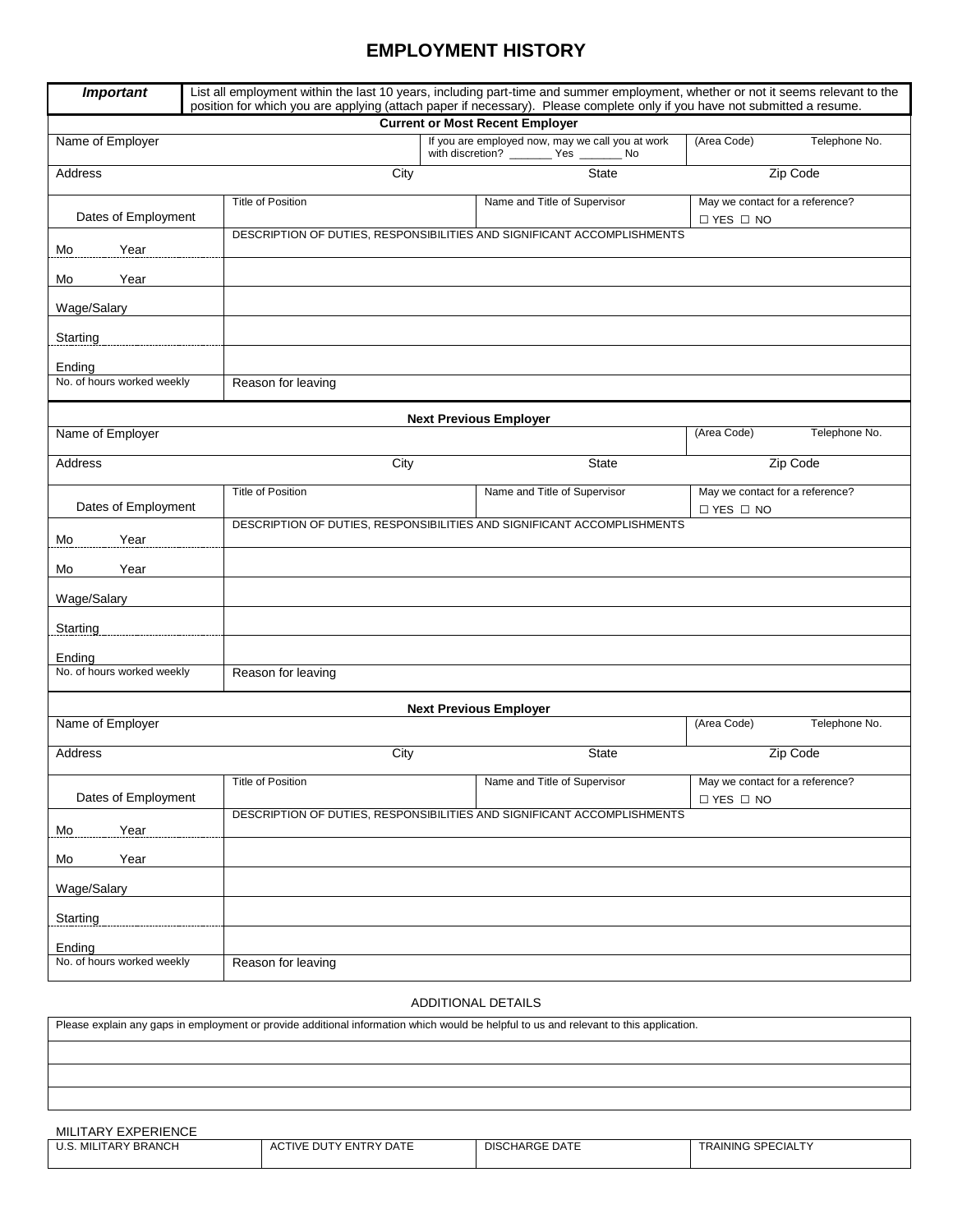# EMPLOYMENT HISTORY

| ***Important*** | List all employment within the last 10 years, including part-time and summer employment, whether or not it seems relevant to the position for which you are applying (attach paper if necessary). Please complete only if you have not submitted a resume. |
|---|---|

**Current or Most Recent Employer**

| Name of Employer | | If you are employed now, may we call you at work with discretion? _______ Yes _______ No | (Area Code) Telephone No. |
|---|---|---|---|
| Address | City | State | Zip Code |
| Dates of Employment | Title of Position | Name and Title of Supervisor | May we contact for a reference? ☐ YES ☐ NO |
| Mo Year | DESCRIPTION OF DUTIES, RESPONSIBILITIES AND SIGNIFICANT ACCOMPLISHMENTS | | |
| Mo Year | | | |
| Wage/Salary | | | |
| Starting | | | |
| Ending | | | |
| No. of hours worked weekly | Reason for leaving | | |

**Next Previous Employer**

| Name of Employer | | | (Area Code) Telephone No. |
|---|---|---|---|
| Address | City | State | Zip Code |
| Dates of Employment | Title of Position | Name and Title of Supervisor | May we contact for a reference? ☐ YES ☐ NO |
| Mo Year | DESCRIPTION OF DUTIES, RESPONSIBILITIES AND SIGNIFICANT ACCOMPLISHMENTS | | |
| Mo Year | | | |
| Wage/Salary | | | |
| Starting | | | |
| Ending | | | |
| No. of hours worked weekly | Reason for leaving | | |

**Next Previous Employer**

| Name of Employer | | | (Area Code) Telephone No. |
|---|---|---|---|
| Address | City | State | Zip Code |
| Dates of Employment | Title of Position | Name and Title of Supervisor | May we contact for a reference? ☐ YES ☐ NO |
| Mo Year | DESCRIPTION OF DUTIES, RESPONSIBILITIES AND SIGNIFICANT ACCOMPLISHMENTS | | |
| Mo Year | | | |
| Wage/Salary | | | |
| Starting | | | |
| Ending | | | |
| No. of hours worked weekly | Reason for leaving | | |

ADDITIONAL DETAILS

| Please explain any gaps in employment or provide additional information which would be helpful to us and relevant to this application. |
|---|
| |
| |
| |

MILITARY EXPERIENCE

| U.S. MILITARY BRANCH | ACTIVE DUTY ENTRY DATE | DISCHARGE DATE | TRAINING SPECIALTY |
|---|---|---|---|
| | | | |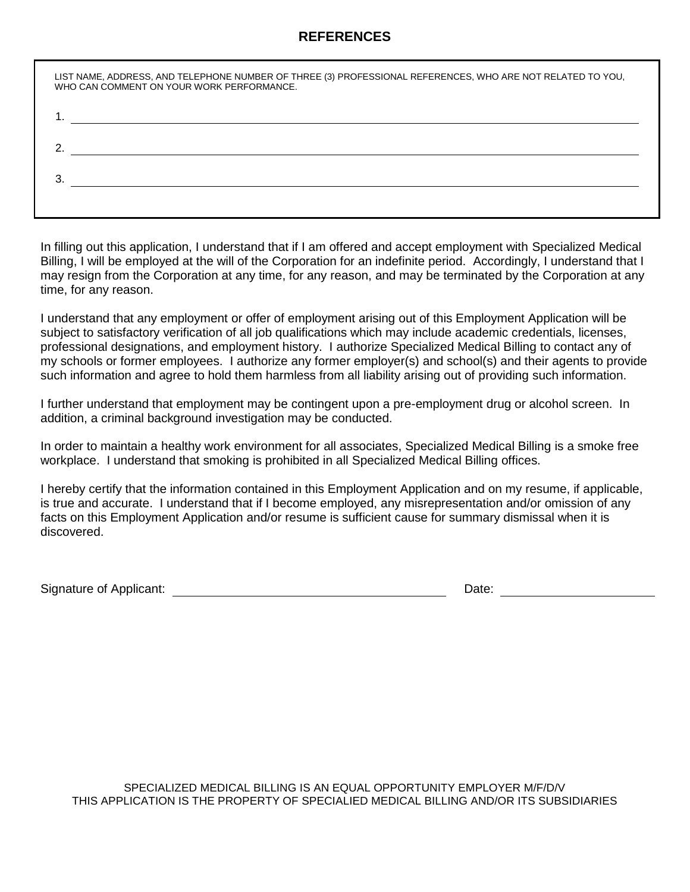## REFERENCES

LIST NAME, ADDRESS, AND TELEPHONE NUMBER OF THREE (3) PROFESSIONAL REFERENCES, WHO ARE NOT RELATED TO YOU, WHO CAN COMMENT ON YOUR WORK PERFORMANCE.

1. ______________________________________________________________________

2. ______________________________________________________________________

3. ______________________________________________________________________

In filling out this application, I understand that if I am offered and accept employment with Specialized Medical Billing, I will be employed at the will of the Corporation for an indefinite period. Accordingly, I understand that I may resign from the Corporation at any time, for any reason, and may be terminated by the Corporation at any time, for any reason.

I understand that any employment or offer of employment arising out of this Employment Application will be subject to satisfactory verification of all job qualifications which may include academic credentials, licenses, professional designations, and employment history. I authorize Specialized Medical Billing to contact any of my schools or former employees. I authorize any former employer(s) and school(s) and their agents to provide such information and agree to hold them harmless from all liability arising out of providing such information.

I further understand that employment may be contingent upon a pre-employment drug or alcohol screen. In addition, a criminal background investigation may be conducted.

In order to maintain a healthy work environment for all associates, Specialized Medical Billing is a smoke free workplace. I understand that smoking is prohibited in all Specialized Medical Billing offices.

I hereby certify that the information contained in this Employment Application and on my resume, if applicable, is true and accurate. I understand that if I become employed, any misrepresentation and/or omission of any facts on this Employment Application and/or resume is sufficient cause for summary dismissal when it is discovered.

Signature of Applicant: ______________________________ Date: ________________

SPECIALIZED MEDICAL BILLING IS AN EQUAL OPPORTUNITY EMPLOYER M/F/D/V
THIS APPLICATION IS THE PROPERTY OF SPECIALIED MEDICAL BILLING AND/OR ITS SUBSIDIARIES